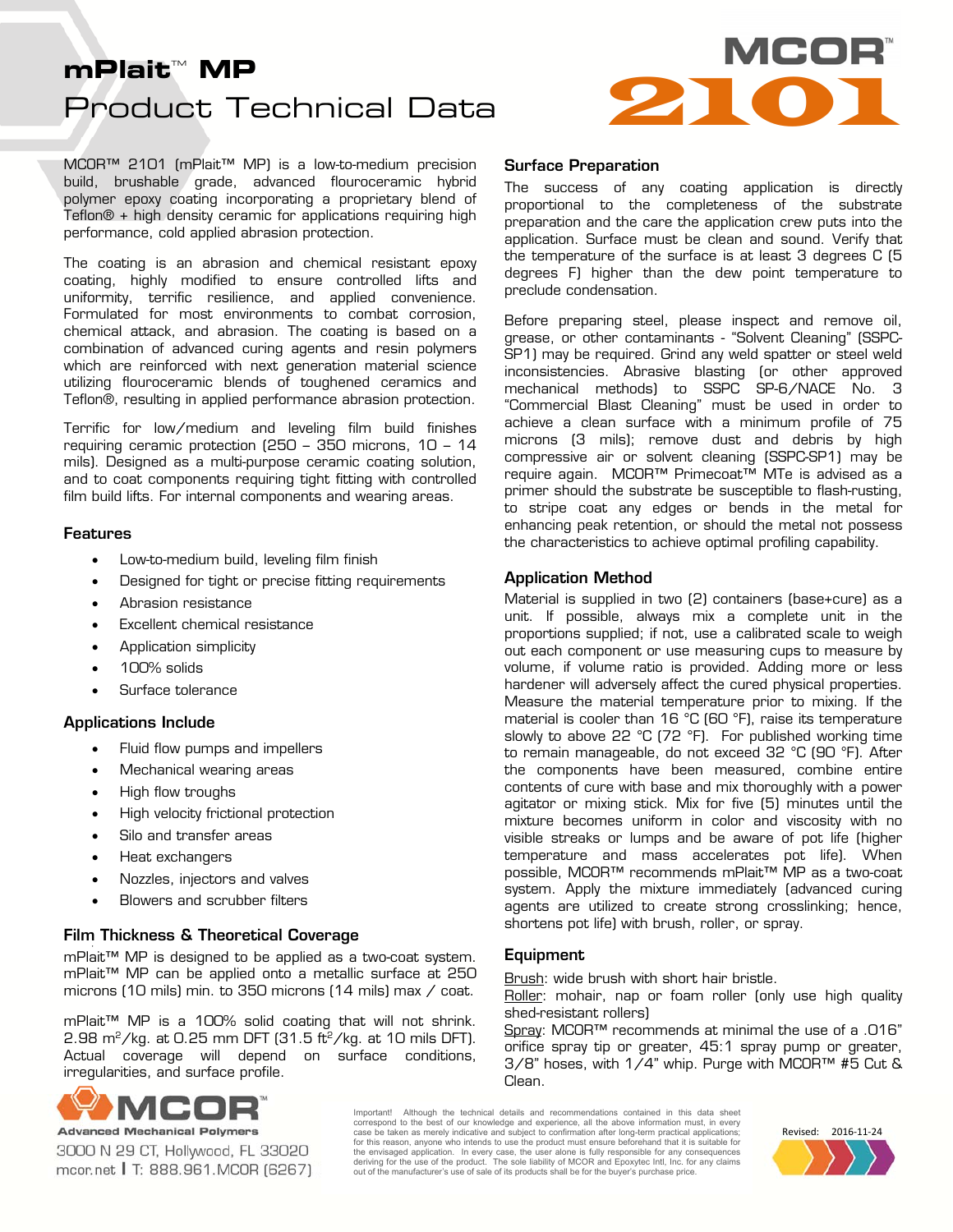# mPlait™ MP

## Product Technical Data

MCOR 2101

MCOR™ 2101 (mPlait™ MP) is a low-to-medium precision build, brushable grade, advanced flouroceramic hybrid polymer epoxy coating incorporating a proprietary blend of Teflon® + high density ceramic for applications requiring high performance, cold applied abrasion protection.

The coating is an abrasion and chemical resistant epoxy coating, highly modified to ensure controlled lifts and uniformity, terrific resilience, and applied convenience. Formulated for most environments to combat corrosion, chemical attack, and abrasion. The coating is based on a combination of advanced curing agents and resin polymers which are reinforced with next generation material science utilizing flouroceramic blends of toughened ceramics and Teflon®, resulting in applied performance abrasion protection.

Terrific for low/medium and leveling film build finishes requiring ceramic protection (250 – 350 microns, 10 – 14 mils). Designed as a multi-purpose ceramic coating solution, and to coat components requiring tight fitting with controlled film build lifts. For internal components and wearing areas.

### Features

- Low-to-medium build, leveling film finish
- Designed for tight or precise fitting requirements
- Abrasion resistance
- Excellent chemical resistance
- Application simplicity
- 100% solids
- Surface tolerance

### Applications Include

- Fluid flow pumps and impellers
- Mechanical wearing areas
- High flow troughs
- High velocity frictional protection
- Silo and transfer areas
- Heat exchangers
- Nozzles, injectors and valves
- Blowers and scrubber filters

### Film Thickness & Theoretical Coverage

mPlait™ MP is designed to be applied as a two-coat system. mPlait™ MP can be applied onto a metallic surface at 250 microns (10 mils) min. to 350 microns (14 mils) max / coat.

mPlait™ MP is a 100% solid coating that will not shrink. 2.98 m$^2$/kg. at 0.25 mm DFT (31.5 ft$^2$/kg. at 10 mils DFT). Actual coverage will depend on surface conditions, irregularities, and surface profile.

### Surface Preparation

The success of any coating application is directly proportional to the completeness of the substrate preparation and the care the application crew puts into the application. Surface must be clean and sound. Verify that the temperature of the surface is at least 3 degrees C (5 degrees F) higher than the dew point temperature to preclude condensation.

Before preparing steel, please inspect and remove oil, grease, or other contaminants - "Solvent Cleaning" (SSPC-SP1) may be required. Grind any weld spatter or steel weld inconsistencies. Abrasive blasting (or other approved mechanical methods) to SSPC SP-6/NACE No. 3 "Commercial Blast Cleaning" must be used in order to achieve a clean surface with a minimum profile of 75 microns (3 mils); remove dust and debris by high compressive air or solvent cleaning (SSPC-SP1) may be require again. MCOR™ Primecoat™ MTe is advised as a primer should the substrate be susceptible to flash-rusting, to stripe coat any edges or bends in the metal for enhancing peak retention, or should the metal not possess the characteristics to achieve optimal profiling capability.

### Application Method

Material is supplied in two (2) containers (base+cure) as a unit. If possible, always mix a complete unit in the proportions supplied; if not, use a calibrated scale to weigh out each component or use measuring cups to measure by volume, if volume ratio is provided. Adding more or less hardener will adversely affect the cured physical properties. Measure the material temperature prior to mixing. If the material is cooler than 16 °C (60 °F), raise its temperature slowly to above 22 °C (72 °F). For published working time to remain manageable, do not exceed 32 °C (90 °F). After the components have been measured, combine entire contents of cure with base and mix thoroughly with a power agitator or mixing stick. Mix for five (5) minutes until the mixture becomes uniform in color and viscosity with no visible streaks or lumps and be aware of pot life (higher temperature and mass accelerates pot life). When possible, MCOR™ recommends mPlait™ MP as a two-coat system. Apply the mixture immediately (advanced curing agents are utilized to create strong crosslinking; hence, shortens pot life) with brush, roller, or spray.

### Equipment

Brush: wide brush with short hair bristle.
Roller: mohair, nap or foam roller (only use high quality shed-resistant rollers)
Spray: MCOR™ recommends at minimal the use of a .016" orifice spray tip or greater, 45:1 spray pump or greater, 3/8" hoses, with 1/4" whip. Purge with MCOR™ #5 Cut & Clean.

MCOR™ Advanced Mechanical Polymers
3000 N 29 CT, Hollywood, FL 33020
mcor.net | T: 888.961.MCOR (6267)

Important! Although the technical details and recommendations contained in this data sheet correspond to the best of our knowledge and experience, all the above information must, in every case be taken as merely indicative and subject to confirmation after long-term practical applications; for this reason, anyone who intends to use the product must ensure beforehand that it is suitable for the envisaged application. In every case, the user alone is fully responsible for any consequences deriving for the use of the product. The sole liability of MCOR and Epoxytec Intl, Inc. for any claims out of the manufacturer's use of sale of its products shall be for the buyer's purchase price.

Revised: 2016-11-24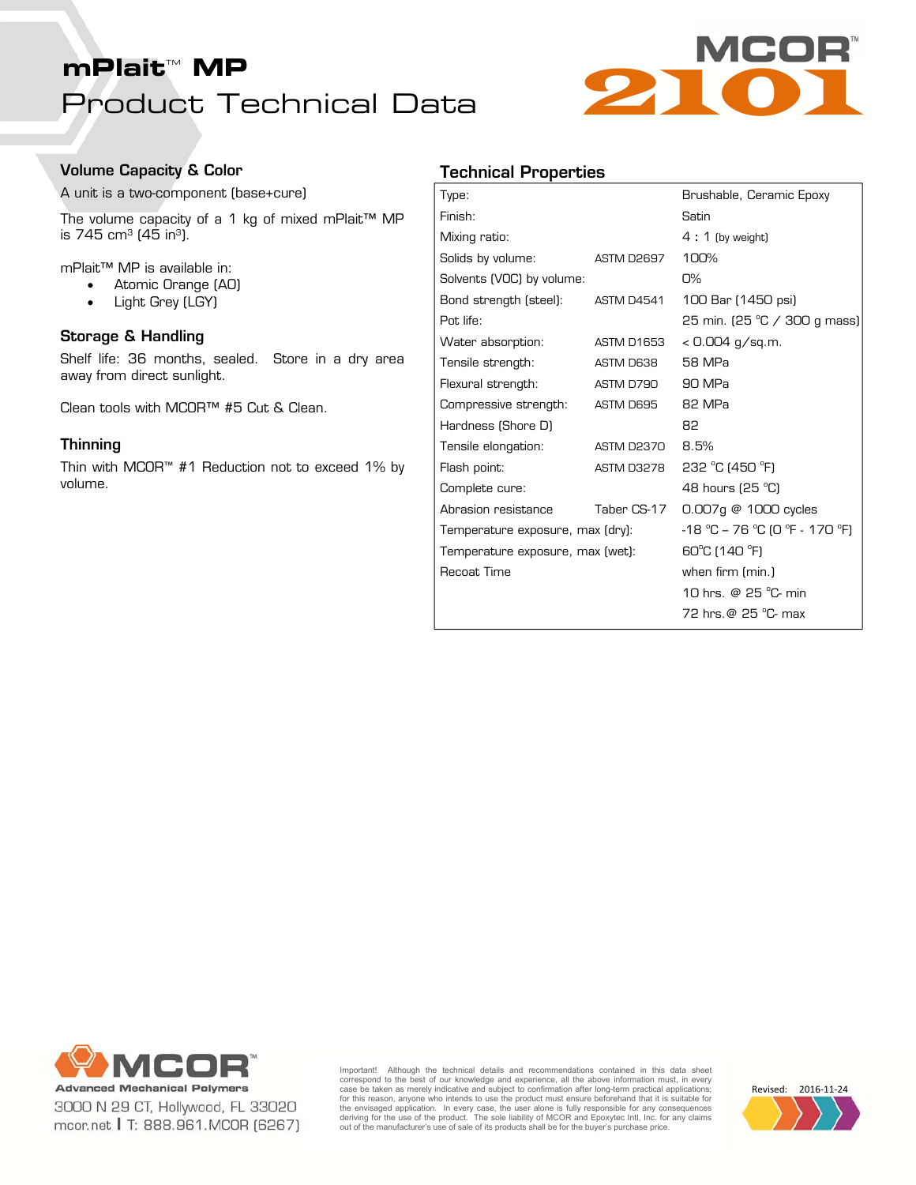# mPlait™ MP
## Product Technical Data

MCOR™ 2101

### Volume Capacity & Color

A unit is a two-component (base+cure)

The volume capacity of a 1 kg of mixed mPlait™ MP is 745 cm³ (45 in³).

mPlait™ MP is available in:

- Atomic Orange (AO)
- Light Grey (LGY)

### Storage & Handling

Shelf life: 36 months, sealed. Store in a dry area away from direct sunlight.

Clean tools with MCOR™ #5 Cut & Clean.

### Thinning

Thin with MCOR™ #1 Reduction not to exceed 1% by volume.

### Technical Properties

| | | |
|---|---|---|
| Type: | | Brushable, Ceramic Epoxy |
| Finish: | | Satin |
| Mixing ratio: | | 4 : 1 (by weight) |
| Solids by volume: | ASTM D2697 | 100% |
| Solvents (VOC) by volume: | | 0% |
| Bond strength (steel): | ASTM D4541 | 100 Bar (1450 psi) |
| Pot life: | | 25 min. (25 °C / 300 g mass) |
| Water absorption: | ASTM D1653 | < 0.004 g/sq.m. |
| Tensile strength: | ASTM D638 | 58 MPa |
| Flexural strength: | ASTM D790 | 90 MPa |
| Compressive strength: | ASTM D695 | 82 MPa |
| Hardness (Shore D) | | 82 |
| Tensile elongation: | ASTM D2370 | 8.5% |
| Flash point: | ASTM D3278 | 232 °C (450 °F) |
| Complete cure: | | 48 hours (25 °C) |
| Abrasion resistance | Taber CS-17 | 0.007g @ 1000 cycles |
| Temperature exposure, max (dry): | | -18 °C – 76 °C (0 °F - 170 °F) |
| Temperature exposure, max (wet): | | 60°C (140 °F) |
| Recoat Time | | when firm (min.) |
| | | 10 hrs. @ 25 °C- min |
| | | 72 hrs.@ 25 °C- max |

MCOR™
Advanced Mechanical Polymers
3000 N 29 CT, Hollywood, FL 33020
mcor.net | T: 888.961.MCOR (6267)

Important! Although the technical details and recommendations contained in this data sheet correspond to the best of our knowledge and experience, all the above information must, in every case be taken as merely indicative and subject to confirmation after long-term practical applications; for this reason, anyone who intends to use the product must ensure beforehand that it is suitable for the envisaged application. In every case, the user alone is fully responsible for any consequences deriving for the use of the product. The sole liability of MCOR and Epoxytec Intl, Inc. for any claims out of the manufacturer's use of sale of its products shall be for the buyer's purchase price.

Revised: 2016-11-24